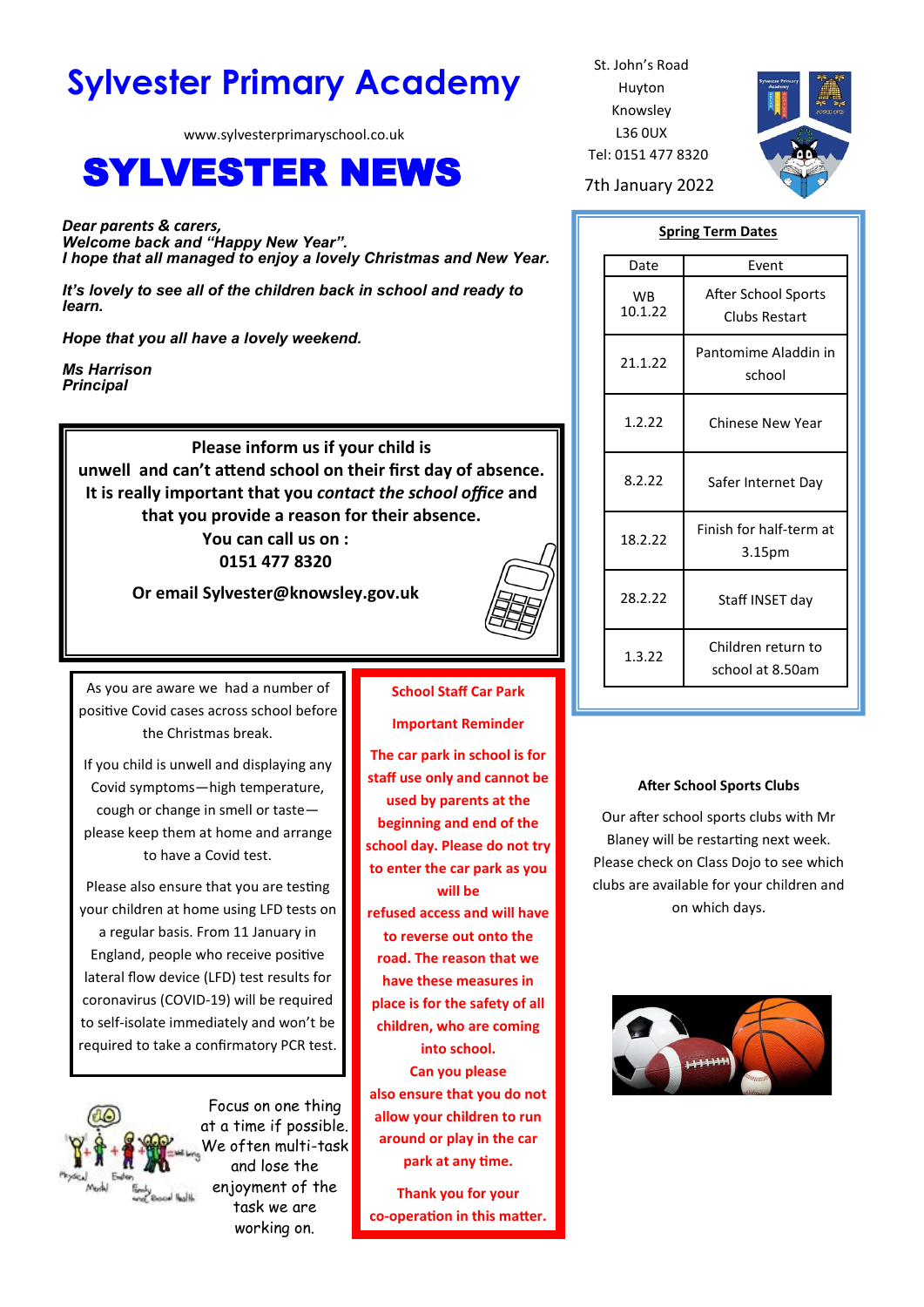# Sylvester Primary Academy

www.sylvesterprimaryschool.co.uk

# SYLVESTER NEWS

St. John's Road
Huyton
Knowsley
L36 0UX
Tel: 0151 477 8320

7th January 2022

***Dear parents & carers,***
***Welcome back and "Happy New Year".***
***I hope that all managed to enjoy a lovely Christmas and New Year.***

***It's lovely to see all of the children back in school and ready to learn.***

***Hope that you all have a lovely weekend.***

***Ms Harrison***
***Principal***

**Please inform us if your child is unwell and can't attend school on their first day of absence. It is really important that you *contact the school office* and that you provide a reason for their absence.**
**You can call us on :**
**0151 477 8320**

**Or email Sylvester@knowsley.gov.uk**

As you are aware we had a number of positive Covid cases across school before the Christmas break.

If you child is unwell and displaying any Covid symptoms—high temperature, cough or change in smell or taste—please keep them at home and arrange to have a Covid test.

Please also ensure that you are testing your children at home using LFD tests on a regular basis. From 11 January in England, people who receive positive lateral flow device (LFD) test results for coronavirus (COVID-19) will be required to self-isolate immediately and won't be required to take a confirmatory PCR test.

Focus on one thing at a time if possible. We often multi-task and lose the enjoyment of the task we are working on.

**School Staff Car Park**

**Important Reminder**

**The car park in school is for staff use only and cannot be used by parents at the beginning and end of the school day. Please do not try to enter the car park as you will be refused access and will have to reverse out onto the road. The reason that we have these measures in place is for the safety of all children, who are coming into school.**
**Can you please also ensure that you do not allow your children to run around or play in the car park at any time.**

**Thank you for your co-operation in this matter.**

## Spring Term Dates

| Date | Event |
|---|---|
| WB 10.1.22 | After School Sports Clubs Restart |
| 21.1.22 | Pantomime Aladdin in school |
| 1.2.22 | Chinese New Year |
| 8.2.22 | Safer Internet Day |
| 18.2.22 | Finish for half-term at 3.15pm |
| 28.2.22 | Staff INSET day |
| 1.3.22 | Children return to school at 8.50am |

**After School Sports Clubs**

Our after school sports clubs with Mr Blaney will be restarting next week. Please check on Class Dojo to see which clubs are available for your children and on which days.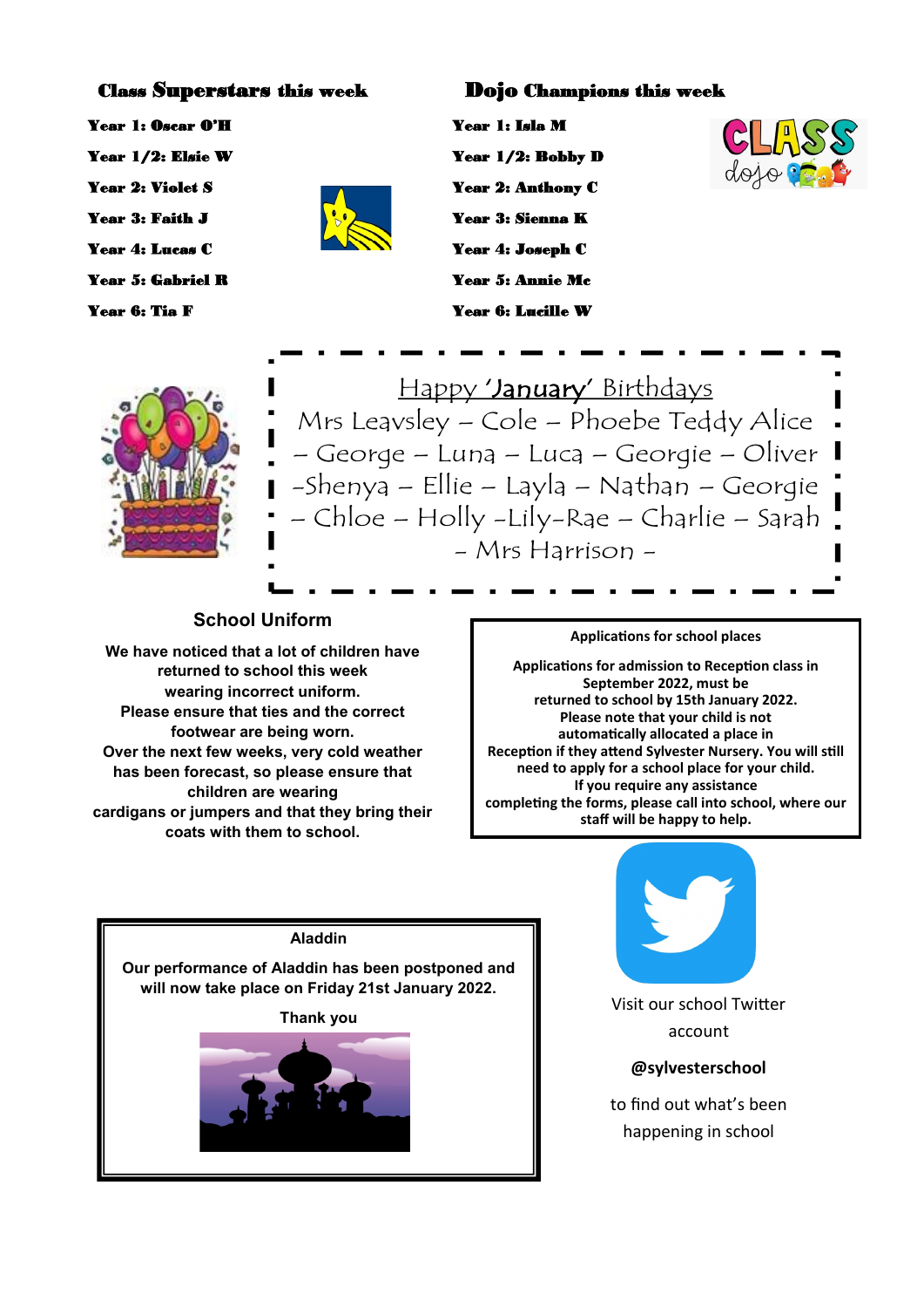## Class Superstars this week

**Year 1: Oscar O'H**

**Year 1/2: Elsie W**

**Year 2: Violet S**

**Year 3: Faith J**

**Year 4: Lucas C**

**Year 5: Gabriel R**

**Year 6: Tia F**

## Dojo Champions this week

**Year 1: Isla M**

**Year 1/2: Bobby D**

**Year 2: Anthony C**

**Year 3: Sienna K**

**Year 4: Joseph C**

**Year 5: Annie Mc**

**Year 6: Lucille W**

## Happy 'January' Birthdays

Mrs Leavsley – Cole – Phoebe Teddy Alice – George – Luna – Luca – Georgie – Oliver -Shenya – Ellie – Layla – Nathan – Georgie – Chloe – Holly -Lily-Rae – Charlie – Sarah – Mrs Harrison –

## School Uniform

**We have noticed that a lot of children have returned to school this week wearing incorrect uniform. Please ensure that ties and the correct footwear are being worn. Over the next few weeks, very cold weather has been forecast, so please ensure that children are wearing cardigans or jumpers and that they bring their coats with them to school.**

**Applications for school places**

**Applications for admission to Reception class in September 2022, must be returned to school by 15th January 2022. Please note that your child is not automatically allocated a place in Reception if they attend Sylvester Nursery. You will still need to apply for a school place for your child. If you require any assistance completing the forms, please call into school, where our staff will be happy to help.**

**Aladdin**

**Our performance of Aladdin has been postponed and will now take place on Friday 21st January 2022.**

**Thank you**

Visit our school Twitter account

**@sylvesterschool**

to find out what's been happening in school